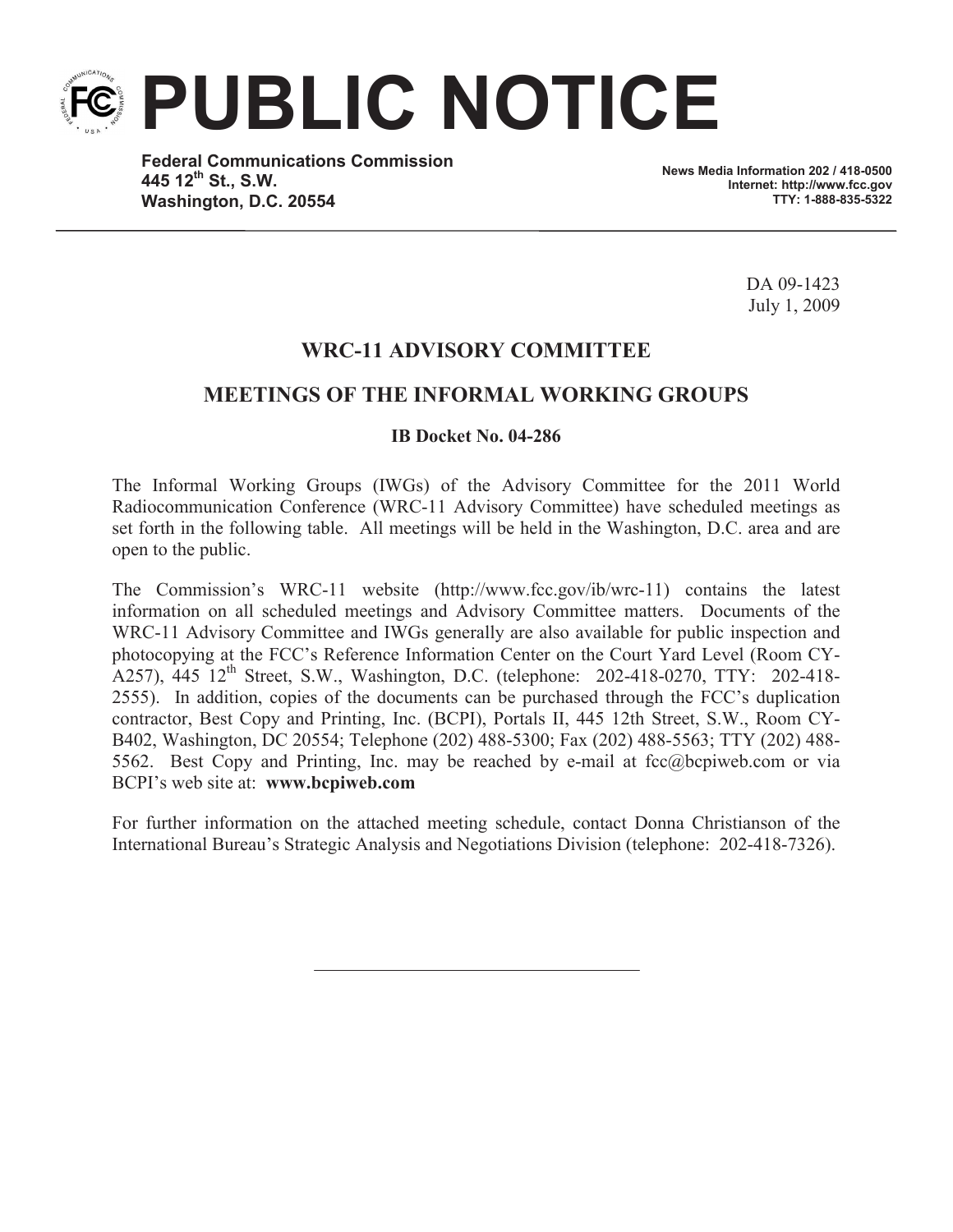# PUBLIC NOTICE

**Federal Communications Commission**
**445 12th St., S.W.**
**Washington, D.C. 20554**

**News Media Information 202 / 418-0500**
**Internet: http://www.fcc.gov**
**TTY: 1-888-835-5322**

DA 09-1423
July 1, 2009

## WRC-11 ADVISORY COMMITTEE

## MEETINGS OF THE INFORMAL WORKING GROUPS

**IB Docket No. 04-286**

The Informal Working Groups (IWGs) of the Advisory Committee for the 2011 World Radiocommunication Conference (WRC-11 Advisory Committee) have scheduled meetings as set forth in the following table. All meetings will be held in the Washington, D.C. area and are open to the public.

The Commission's WRC-11 website (http://www.fcc.gov/ib/wrc-11) contains the latest information on all scheduled meetings and Advisory Committee matters. Documents of the WRC-11 Advisory Committee and IWGs generally are also available for public inspection and photocopying at the FCC's Reference Information Center on the Court Yard Level (Room CY-A257), 445 12th Street, S.W., Washington, D.C. (telephone: 202-418-0270, TTY: 202-418-2555). In addition, copies of the documents can be purchased through the FCC's duplication contractor, Best Copy and Printing, Inc. (BCPI), Portals II, 445 12th Street, S.W., Room CY-B402, Washington, DC 20554; Telephone (202) 488-5300; Fax (202) 488-5563; TTY (202) 488-5562. Best Copy and Printing, Inc. may be reached by e-mail at fcc@bcpiweb.com or via BCPI's web site at: **www.bcpiweb.com**

For further information on the attached meeting schedule, contact Donna Christianson of the International Bureau's Strategic Analysis and Negotiations Division (telephone: 202-418-7326).

---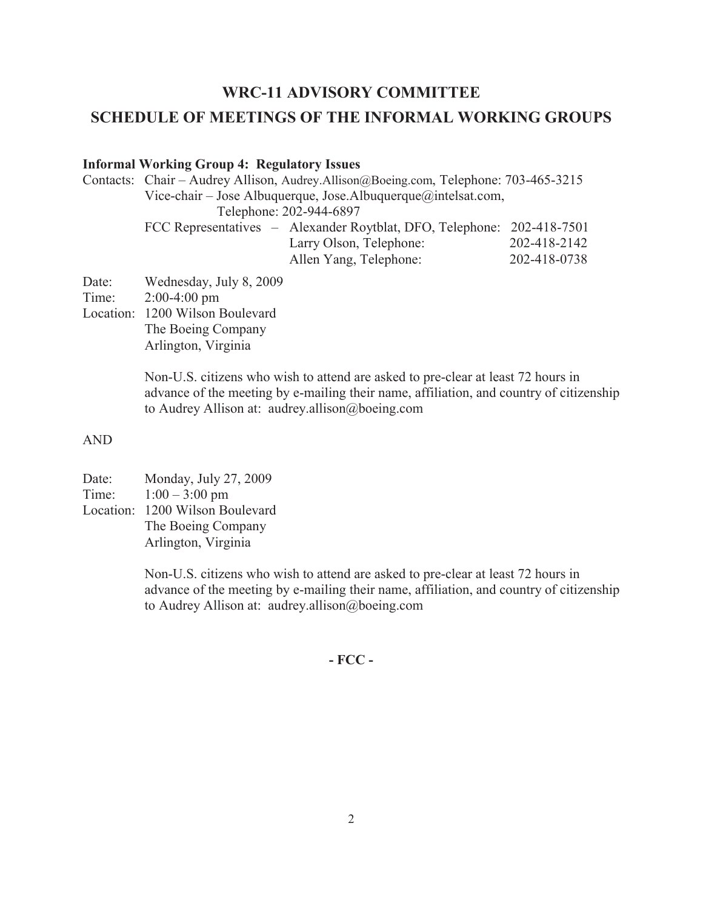# WRC-11 ADVISORY COMMITTEE

# SCHEDULE OF MEETINGS OF THE INFORMAL WORKING GROUPS

**Informal Working Group 4: Regulatory Issues**

Contacts: Chair – Audrey Allison, Audrey.Allison@Boeing.com, Telephone: 703-465-3215
Vice-chair – Jose Albuquerque, Jose.Albuquerque@intelsat.com, Telephone: 202-944-6897
FCC Representatives – Alexander Roytblat, DFO, Telephone: 202-418-7501
Larry Olson, Telephone: 202-418-2142
Allen Yang, Telephone: 202-418-0738

Date: Wednesday, July 8, 2009
Time: 2:00-4:00 pm
Location: 1200 Wilson Boulevard
The Boeing Company
Arlington, Virginia

Non-U.S. citizens who wish to attend are asked to pre-clear at least 72 hours in advance of the meeting by e-mailing their name, affiliation, and country of citizenship to Audrey Allison at: audrey.allison@boeing.com

AND

Date: Monday, July 27, 2009
Time: 1:00 – 3:00 pm
Location: 1200 Wilson Boulevard
The Boeing Company
Arlington, Virginia

Non-U.S. citizens who wish to attend are asked to pre-clear at least 72 hours in advance of the meeting by e-mailing their name, affiliation, and country of citizenship to Audrey Allison at: audrey.allison@boeing.com

**- FCC -**